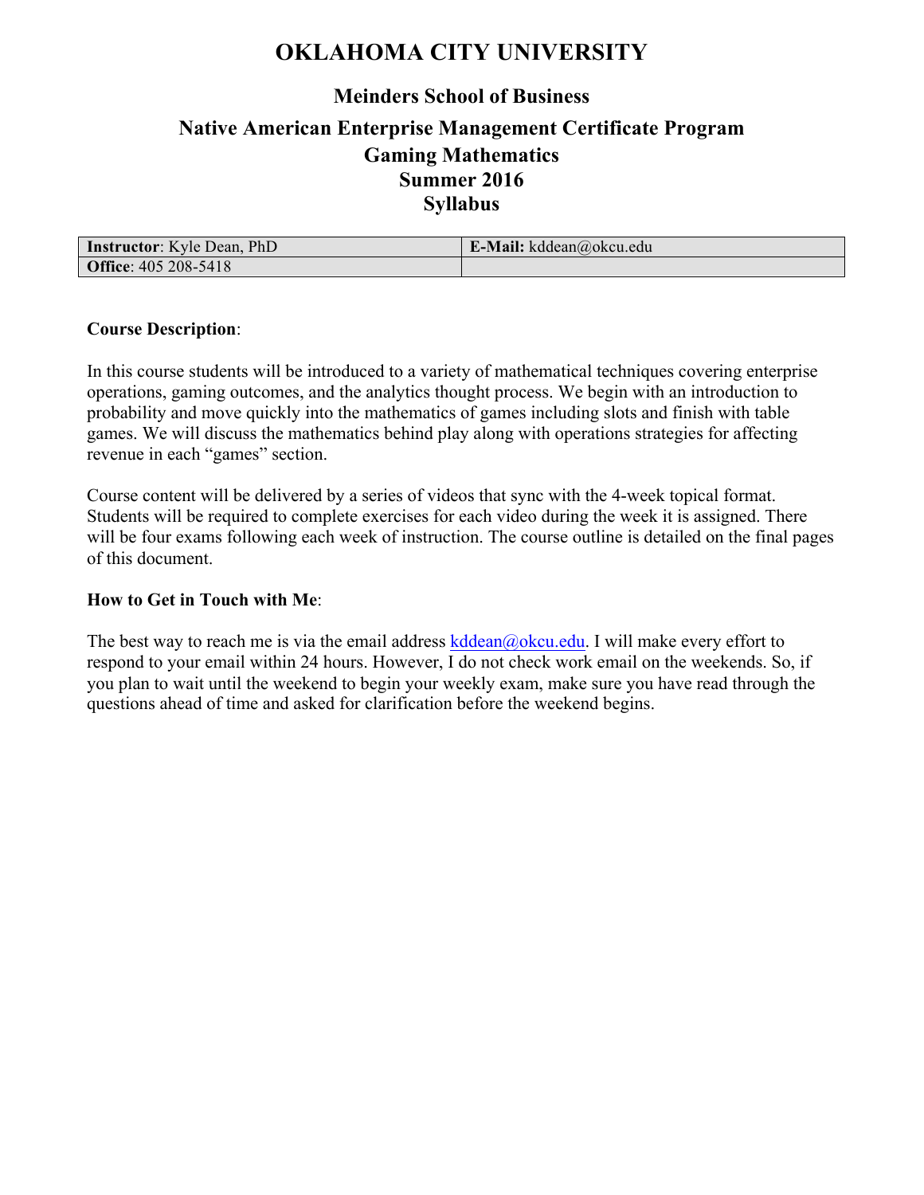# OKLAHOMA CITY UNIVERSITY

## Meinders School of Business

## Native American Enterprise Management Certificate Program
## Gaming Mathematics
## Summer 2016
## Syllabus

| **Instructor**: Kyle Dean, PhD | **E-Mail:** kddean@okcu.edu |
| --- | --- |
| **Office**: 405 208-5418 | |

**Course Description**:

In this course students will be introduced to a variety of mathematical techniques covering enterprise operations, gaming outcomes, and the analytics thought process. We begin with an introduction to probability and move quickly into the mathematics of games including slots and finish with table games. We will discuss the mathematics behind play along with operations strategies for affecting revenue in each "games" section.

Course content will be delivered by a series of videos that sync with the 4-week topical format. Students will be required to complete exercises for each video during the week it is assigned. There will be four exams following each week of instruction. The course outline is detailed on the final pages of this document.

**How to Get in Touch with Me**:

The best way to reach me is via the email address kddean@okcu.edu. I will make every effort to respond to your email within 24 hours. However, I do not check work email on the weekends. So, if you plan to wait until the weekend to begin your weekly exam, make sure you have read through the questions ahead of time and asked for clarification before the weekend begins.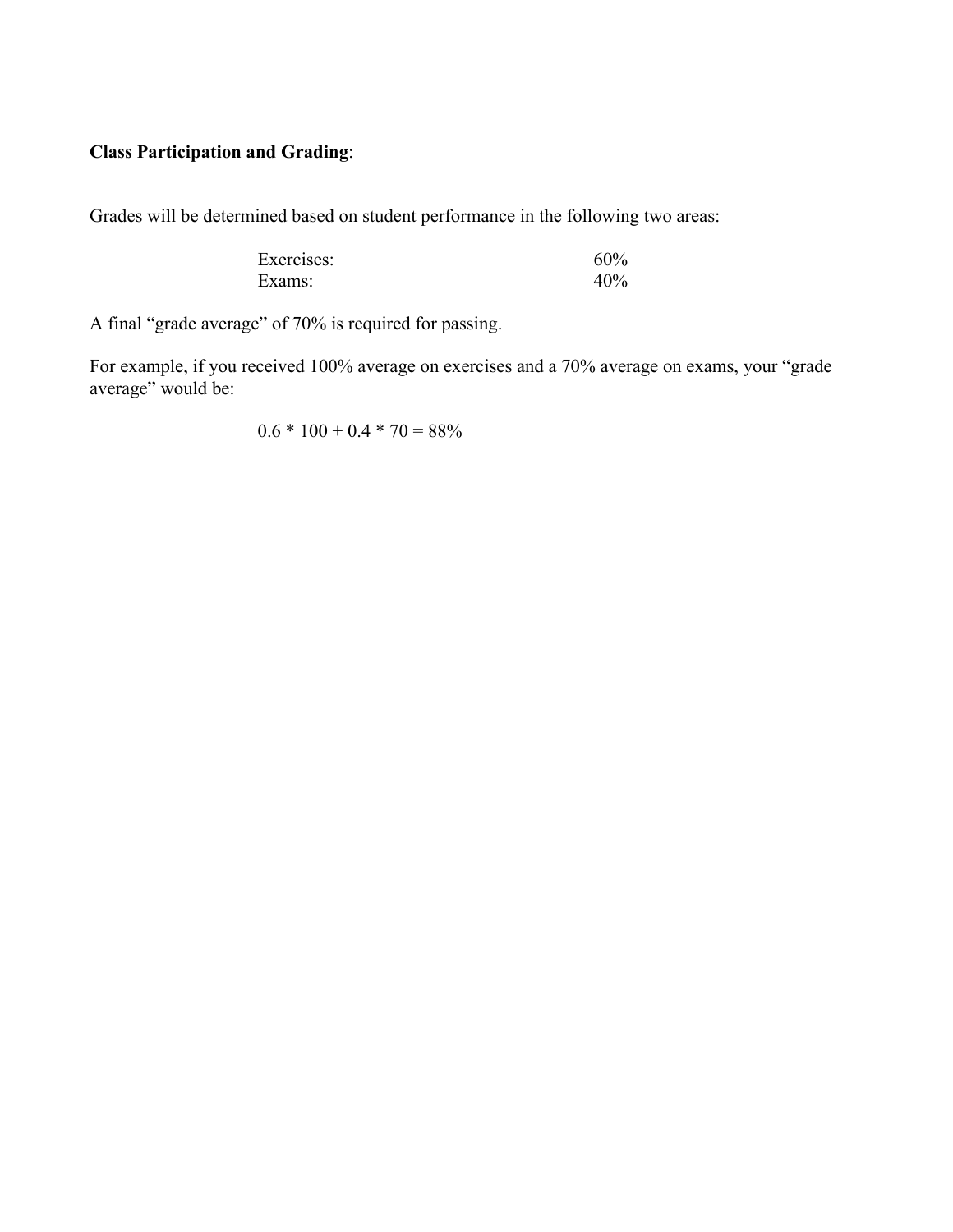**Class Participation and Grading**:

Grades will be determined based on student performance in the following two areas:

| | |
|---|---|
| Exercises: | 60% |
| Exams: | 40% |

A final "grade average" of 70% is required for passing.

For example, if you received 100% average on exercises and a 70% average on exams, your "grade average" would be:

$$0.6 * 100 + 0.4 * 70 = 88\%$$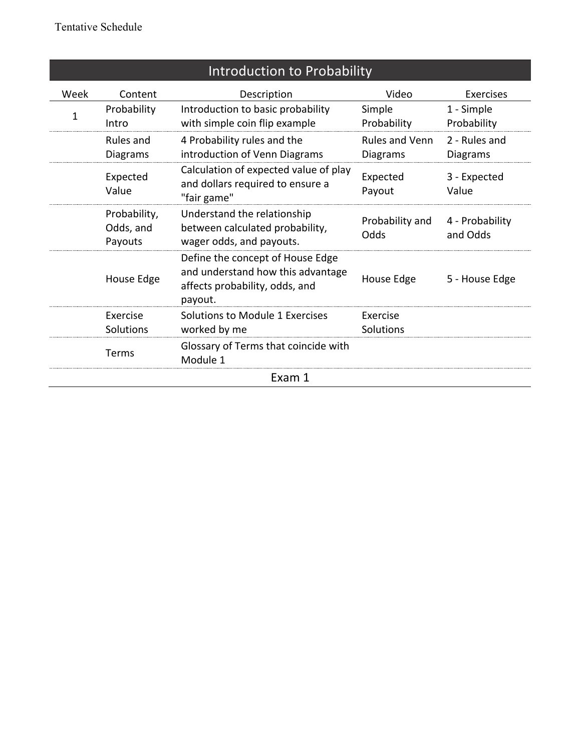Tentative Schedule

| Introduction to Probability | | | | |
|---|---|---|---|---|
| **Week** | **Content** | **Description** | **Video** | **Exercises** |
| 1 | Probability Intro | Introduction to basic probability with simple coin flip example | Simple Probability | 1 - Simple Probability |
| | Rules and Diagrams | 4 Probability rules and the introduction of Venn Diagrams | Rules and Venn Diagrams | 2 - Rules and Diagrams |
| | Expected Value | Calculation of expected value of play and dollars required to ensure a "fair game" | Expected Payout | 3 - Expected Value |
| | Probability, Odds, and Payouts | Understand the relationship between calculated probability, wager odds, and payouts. | Probability and Odds | 4 - Probability and Odds |
| | House Edge | Define the concept of House Edge and understand how this advantage affects probability, odds, and payout. | House Edge | 5 - House Edge |
| | Exercise Solutions | Solutions to Module 1 Exercises worked by me | Exercise Solutions | |
| | Terms | Glossary of Terms that coincide with Module 1 | | |
| Exam 1 | | | | |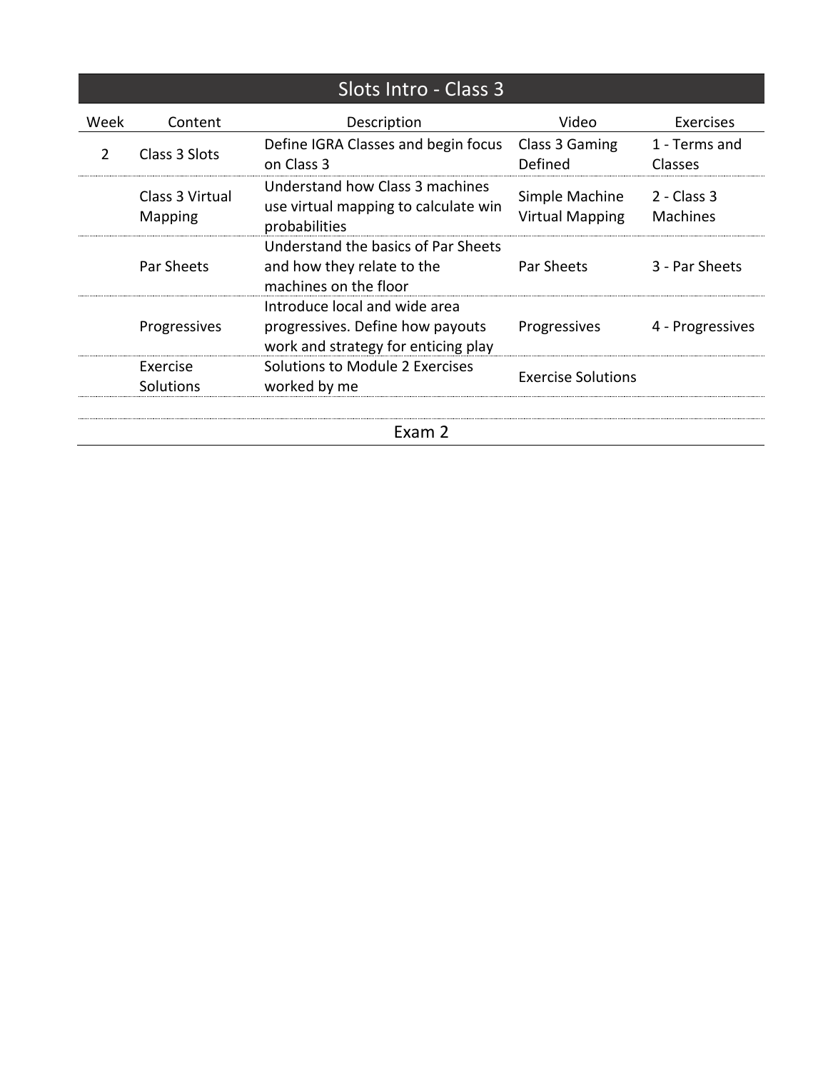## Slots Intro - Class 3

| Week | Content | Description | Video | Exercises |
|---|---|---|---|---|
| 2 | Class 3 Slots | Define IGRA Classes and begin focus on Class 3 | Class 3 Gaming Defined | 1 - Terms and Classes |
| | Class 3 Virtual Mapping | Understand how Class 3 machines use virtual mapping to calculate win probabilities | Simple Machine Virtual Mapping | 2 - Class 3 Machines |
| | Par Sheets | Understand the basics of Par Sheets and how they relate to the machines on the floor | Par Sheets | 3 - Par Sheets |
| | Progressives | Introduce local and wide area progressives. Define how payouts work and strategy for enticing play | Progressives | 4 - Progressives |
| | Exercise Solutions | Solutions to Module 2 Exercises worked by me | Exercise Solutions | |

Exam 2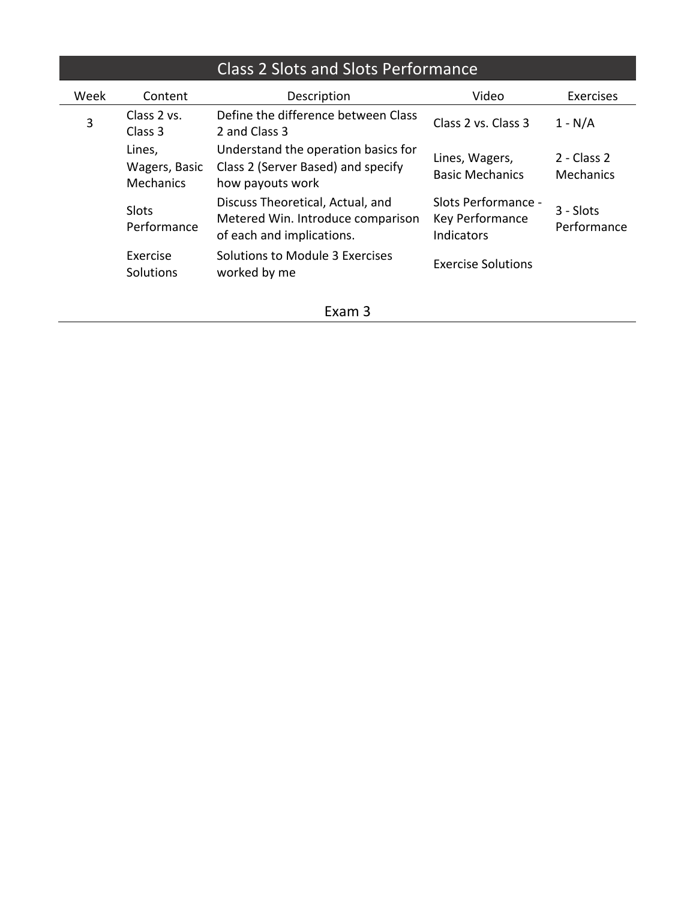## Class 2 Slots and Slots Performance

| Week | Content | Description | Video | Exercises |
|---|---|---|---|---|
| 3 | Class 2 vs. Class 3 | Define the difference between Class 2 and Class 3 | Class 2 vs. Class 3 | 1 - N/A |
| | Lines, Wagers, Basic Mechanics | Understand the operation basics for Class 2 (Server Based) and specify how payouts work | Lines, Wagers, Basic Mechanics | 2 - Class 2 Mechanics |
| | Slots Performance | Discuss Theoretical, Actual, and Metered Win. Introduce comparison of each and implications. | Slots Performance - Key Performance Indicators | 3 - Slots Performance |
| | Exercise Solutions | Solutions to Module 3 Exercises worked by me | Exercise Solutions | |

Exam 3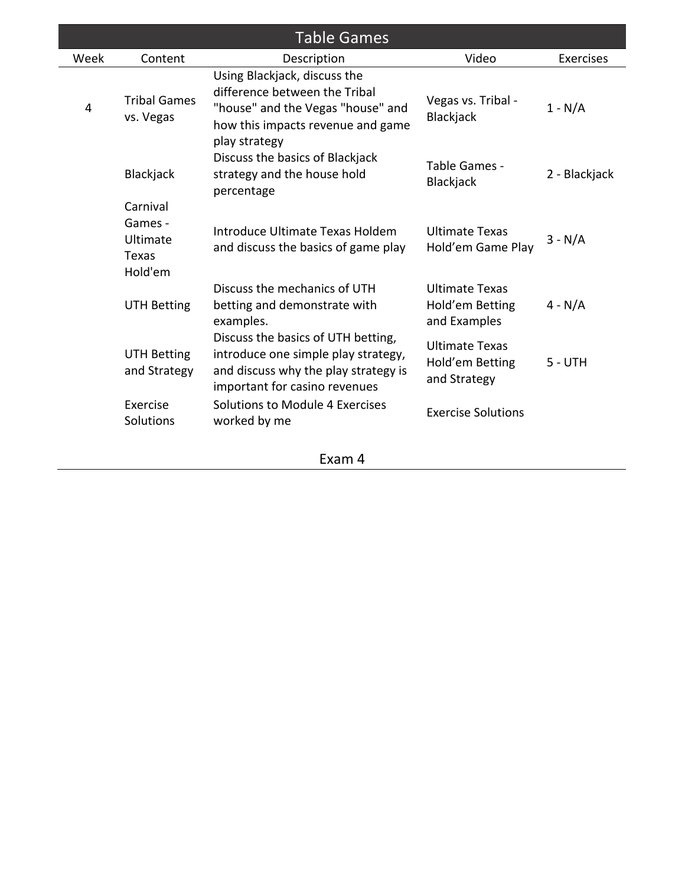## Table Games

| Week | Content | Description | Video | Exercises |
|---|---|---|---|---|
| 4 | Tribal Games vs. Vegas | Using Blackjack, discuss the difference between the Tribal "house" and the Vegas "house" and how this impacts revenue and game play strategy | Vegas vs. Tribal - Blackjack | 1 - N/A |
| | Blackjack | Discuss the basics of Blackjack strategy and the house hold percentage | Table Games - Blackjack | 2 - Blackjack |
| | Carnival Games - Ultimate Texas Hold'em | Introduce Ultimate Texas Holdem and discuss the basics of game play | Ultimate Texas Hold'em Game Play | 3 - N/A |
| | UTH Betting | Discuss the mechanics of UTH betting and demonstrate with examples. | Ultimate Texas Hold'em Betting and Examples | 4 - N/A |
| | UTH Betting and Strategy | Discuss the basics of UTH betting, introduce one simple play strategy, and discuss why the play strategy is important for casino revenues | Ultimate Texas Hold'em Betting and Strategy | 5 - UTH |
| | Exercise Solutions | Solutions to Module 4 Exercises worked by me | Exercise Solutions | |
| | | Exam 4 | | |